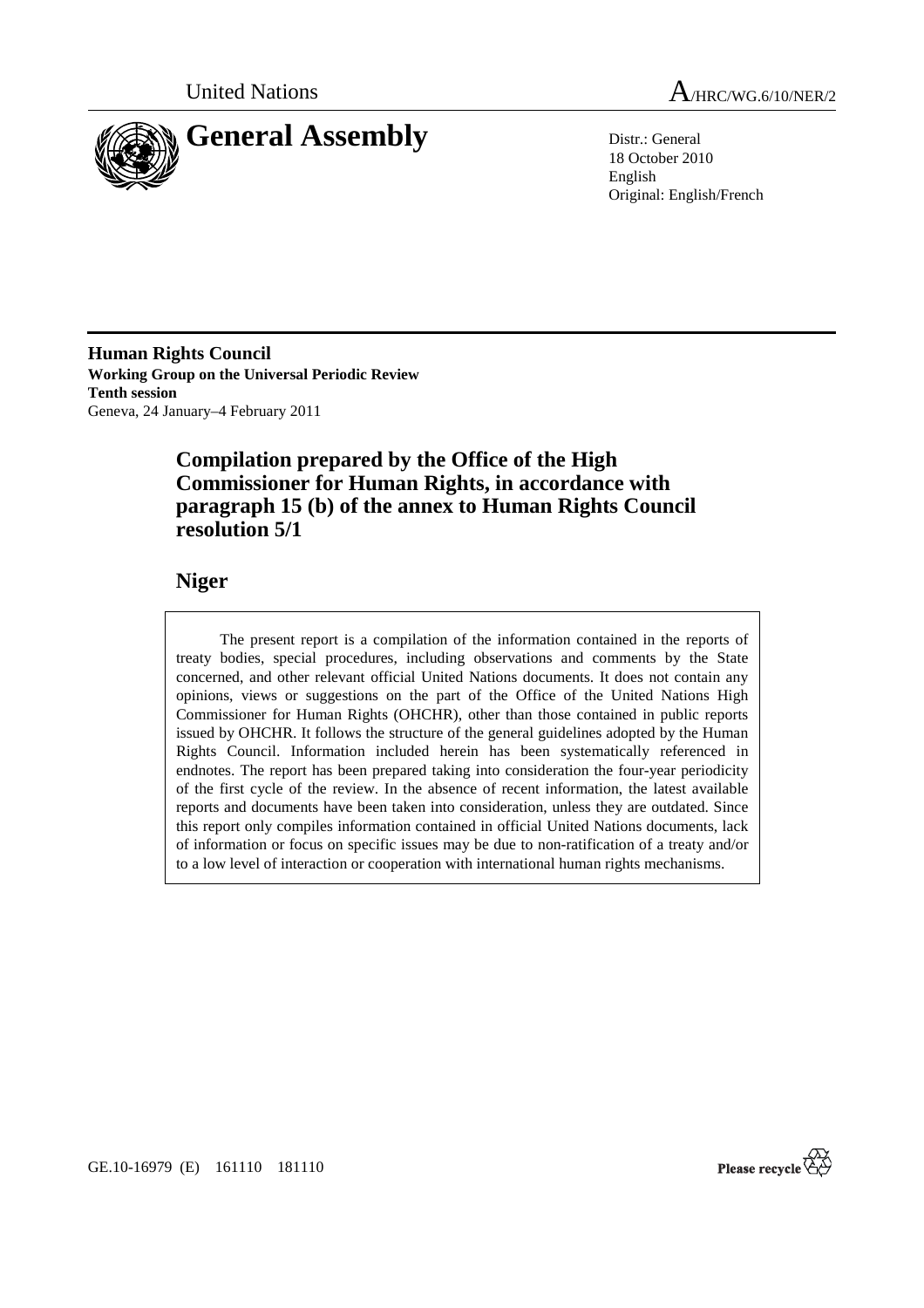United Nations

A/HRC/WG.6/10/NER/2

# General Assembly

Distr.: General
18 October 2010
English
Original: English/French

**Human Rights Council**
**Working Group on the Universal Periodic Review**
**Tenth session**
Geneva, 24 January–4 February 2011

## Compilation prepared by the Office of the High Commissioner for Human Rights, in accordance with paragraph 15 (b) of the annex to Human Rights Council resolution 5/1

## Niger

The present report is a compilation of the information contained in the reports of treaty bodies, special procedures, including observations and comments by the State concerned, and other relevant official United Nations documents. It does not contain any opinions, views or suggestions on the part of the Office of the United Nations High Commissioner for Human Rights (OHCHR), other than those contained in public reports issued by OHCHR. It follows the structure of the general guidelines adopted by the Human Rights Council. Information included herein has been systematically referenced in endnotes. The report has been prepared taking into consideration the four-year periodicity of the first cycle of the review. In the absence of recent information, the latest available reports and documents have been taken into consideration, unless they are outdated. Since this report only compiles information contained in official United Nations documents, lack of information or focus on specific issues may be due to non-ratification of a treaty and/or to a low level of interaction or cooperation with international human rights mechanisms.

GE.10-16979 (E) 161110 181110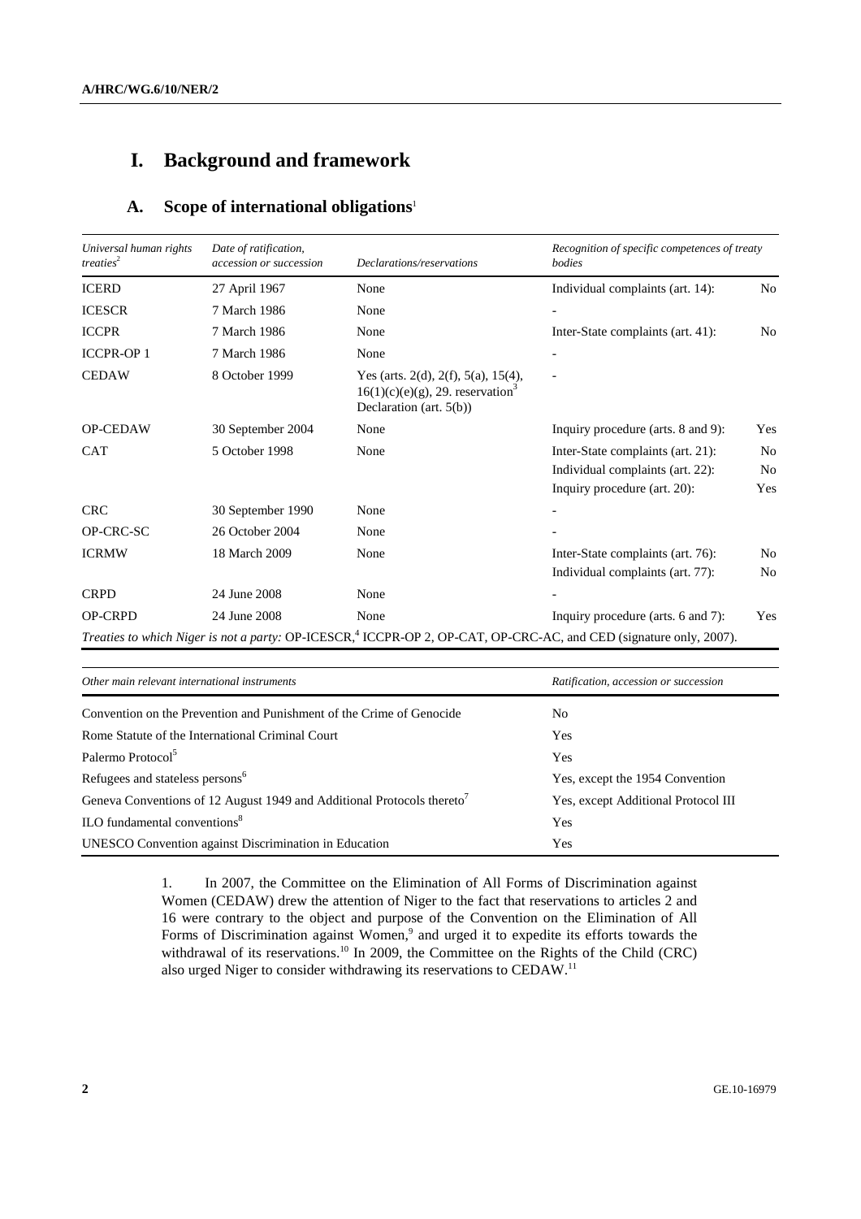# I. Background and framework

## A. Scope of international obligations[1]

| *Universal human rights treaties*[2] | *Date of ratification, accession or succession* | *Declarations/reservations* | *Recognition of specific competences of treaty bodies* | |
|---|---|---|---|---|
| ICERD | 27 April 1967 | None | Individual complaints (art. 14): | No |
| ICESCR | 7 March 1986 | None | - | |
| ICCPR | 7 March 1986 | None | Inter-State complaints (art. 41): | No |
| ICCPR-OP 1 | 7 March 1986 | None | - | |
| CEDAW | 8 October 1999 | Yes (arts. 2(d), 2(f), 5(a), 15(4), 16(1)(c)(e)(g), 29. reservation[3] Declaration (art. 5(b)) | - | |
| OP-CEDAW | 30 September 2004 | None | Inquiry procedure (arts. 8 and 9): | Yes |
| CAT | 5 October 1998 | None | Inter-State complaints (art. 21): | No |
| | | | Individual complaints (art. 22): | No |
| | | | Inquiry procedure (art. 20): | Yes |
| CRC | 30 September 1990 | None | - | |
| OP-CRC-SC | 26 October 2004 | None | - | |
| ICRMW | 18 March 2009 | None | Inter-State complaints (art. 76): | No |
| | | | Individual complaints (art. 77): | No |
| CRPD | 24 June 2008 | None | - | |
| OP-CRPD | 24 June 2008 | None | Inquiry procedure (arts. 6 and 7): | Yes |

*Treaties to which Niger is not a party:* OP-ICESCR,[4] ICCPR-OP 2, OP-CAT, OP-CRC-AC, and CED (signature only, 2007).

| *Other main relevant international instruments* | *Ratification, accession or succession* |
|---|---|
| Convention on the Prevention and Punishment of the Crime of Genocide | No |
| Rome Statute of the International Criminal Court | Yes |
| Palermo Protocol[5] | Yes |
| Refugees and stateless persons[6] | Yes, except the 1954 Convention |
| Geneva Conventions of 12 August 1949 and Additional Protocols thereto[7] | Yes, except Additional Protocol III |
| ILO fundamental conventions[8] | Yes |
| UNESCO Convention against Discrimination in Education | Yes |

1. In 2007, the Committee on the Elimination of All Forms of Discrimination against Women (CEDAW) drew the attention of Niger to the fact that reservations to articles 2 and 16 were contrary to the object and purpose of the Convention on the Elimination of All Forms of Discrimination against Women,[9] and urged it to expedite its efforts towards the withdrawal of its reservations.[10] In 2009, the Committee on the Rights of the Child (CRC) also urged Niger to consider withdrawing its reservations to CEDAW.[11]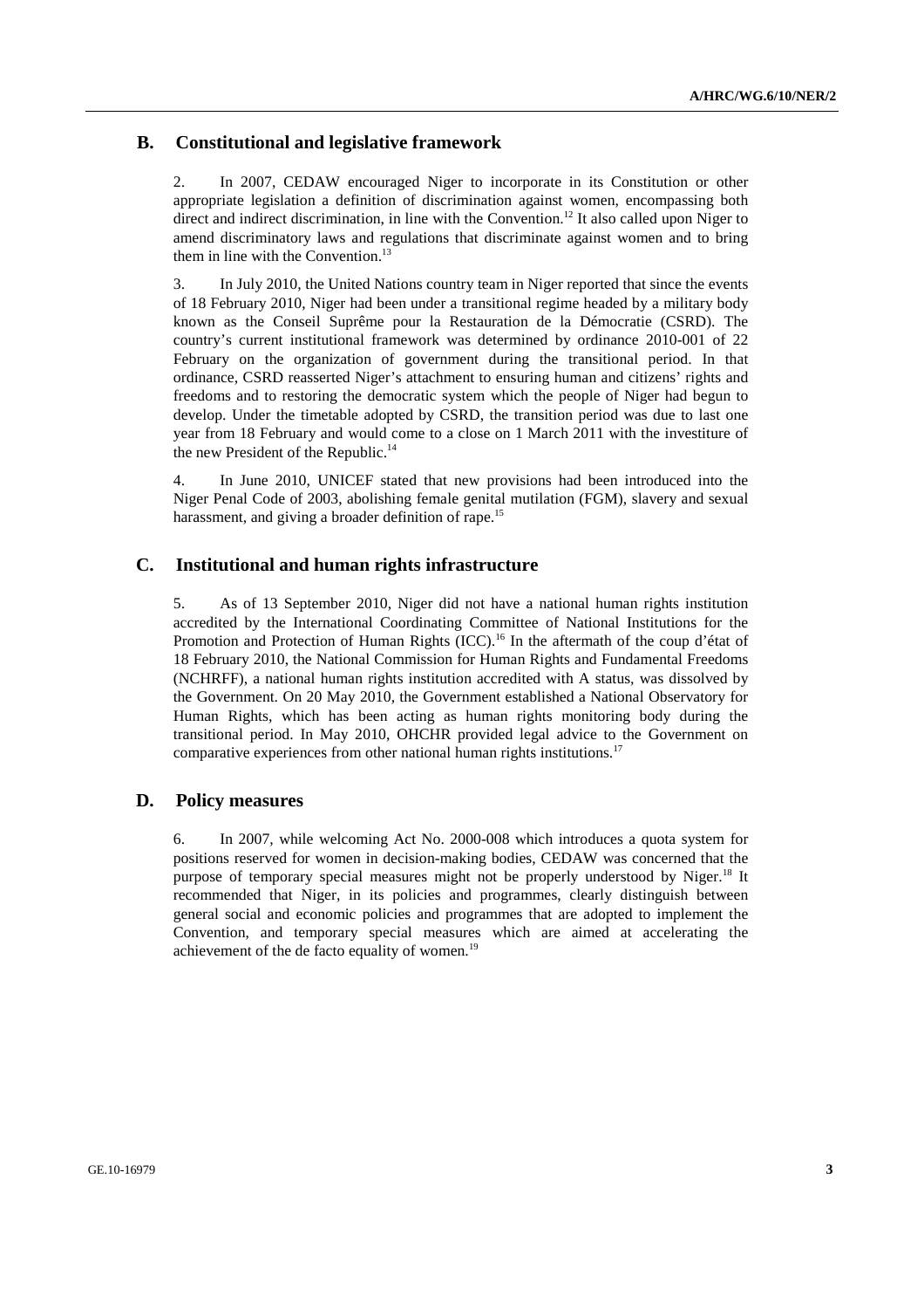## B. Constitutional and legislative framework

2. In 2007, CEDAW encouraged Niger to incorporate in its Constitution or other appropriate legislation a definition of discrimination against women, encompassing both direct and indirect discrimination, in line with the Convention.[12] It also called upon Niger to amend discriminatory laws and regulations that discriminate against women and to bring them in line with the Convention.[13]

3. In July 2010, the United Nations country team in Niger reported that since the events of 18 February 2010, Niger had been under a transitional regime headed by a military body known as the Conseil Suprême pour la Restauration de la Démocratie (CSRD). The country's current institutional framework was determined by ordinance 2010-001 of 22 February on the organization of government during the transitional period. In that ordinance, CSRD reasserted Niger's attachment to ensuring human and citizens' rights and freedoms and to restoring the democratic system which the people of Niger had begun to develop. Under the timetable adopted by CSRD, the transition period was due to last one year from 18 February and would come to a close on 1 March 2011 with the investiture of the new President of the Republic.[14]

4. In June 2010, UNICEF stated that new provisions had been introduced into the Niger Penal Code of 2003, abolishing female genital mutilation (FGM), slavery and sexual harassment, and giving a broader definition of rape.[15]

## C. Institutional and human rights infrastructure

5. As of 13 September 2010, Niger did not have a national human rights institution accredited by the International Coordinating Committee of National Institutions for the Promotion and Protection of Human Rights (ICC).[16] In the aftermath of the coup d'état of 18 February 2010, the National Commission for Human Rights and Fundamental Freedoms (NCHRFF), a national human rights institution accredited with A status, was dissolved by the Government. On 20 May 2010, the Government established a National Observatory for Human Rights, which has been acting as human rights monitoring body during the transitional period. In May 2010, OHCHR provided legal advice to the Government on comparative experiences from other national human rights institutions.[17]

## D. Policy measures

6. In 2007, while welcoming Act No. 2000-008 which introduces a quota system for positions reserved for women in decision-making bodies, CEDAW was concerned that the purpose of temporary special measures might not be properly understood by Niger.[18] It recommended that Niger, in its policies and programmes, clearly distinguish between general social and economic policies and programmes that are adopted to implement the Convention, and temporary special measures which are aimed at accelerating the achievement of the de facto equality of women.[19]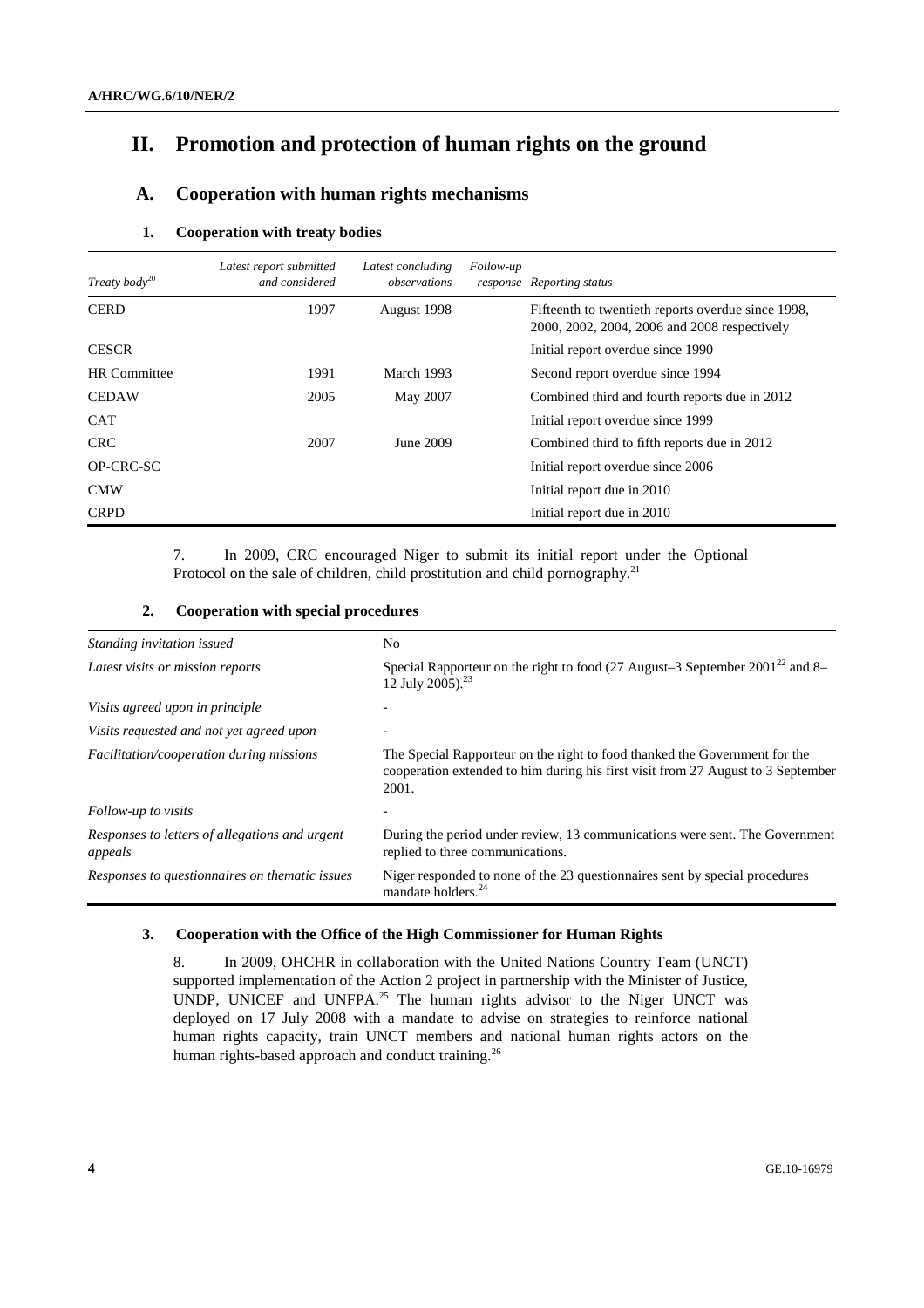# II. Promotion and protection of human rights on the ground

## A. Cooperation with human rights mechanisms

### 1. Cooperation with treaty bodies

| *Treaty body*[20] | *Latest report submitted and considered* | *Latest concluding observations* | *Follow-up response* | *Reporting status* |
|---|---|---|---|---|
| CERD | 1997 | August 1998 | | Fifteenth to twentieth reports overdue since 1998, 2000, 2002, 2004, 2006 and 2008 respectively |
| CESCR | | | | Initial report overdue since 1990 |
| HR Committee | 1991 | March 1993 | | Second report overdue since 1994 |
| CEDAW | 2005 | May 2007 | | Combined third and fourth reports due in 2012 |
| CAT | | | | Initial report overdue since 1999 |
| CRC | 2007 | June 2009 | | Combined third to fifth reports due in 2012 |
| OP-CRC-SC | | | | Initial report overdue since 2006 |
| CMW | | | | Initial report due in 2010 |
| CRPD | | | | Initial report due in 2010 |

7. In 2009, CRC encouraged Niger to submit its initial report under the Optional Protocol on the sale of children, child prostitution and child pornography.[21]

### 2. Cooperation with special procedures

| | |
|---|---|
| *Standing invitation issued* | No |
| *Latest visits or mission reports* | Special Rapporteur on the right to food (27 August–3 September 2001[22] and 8–12 July 2005).[23] |
| *Visits agreed upon in principle* | - |
| *Visits requested and not yet agreed upon* | - |
| *Facilitation/cooperation during missions* | The Special Rapporteur on the right to food thanked the Government for the cooperation extended to him during his first visit from 27 August to 3 September 2001. |
| *Follow-up to visits* | - |
| *Responses to letters of allegations and urgent appeals* | During the period under review, 13 communications were sent. The Government replied to three communications. |
| *Responses to questionnaires on thematic issues* | Niger responded to none of the 23 questionnaires sent by special procedures mandate holders.[24] |

### 3. Cooperation with the Office of the High Commissioner for Human Rights

8. In 2009, OHCHR in collaboration with the United Nations Country Team (UNCT) supported implementation of the Action 2 project in partnership with the Minister of Justice, UNDP, UNICEF and UNFPA.[25] The human rights advisor to the Niger UNCT was deployed on 17 July 2008 with a mandate to advise on strategies to reinforce national human rights capacity, train UNCT members and national human rights actors on the human rights-based approach and conduct training.[26]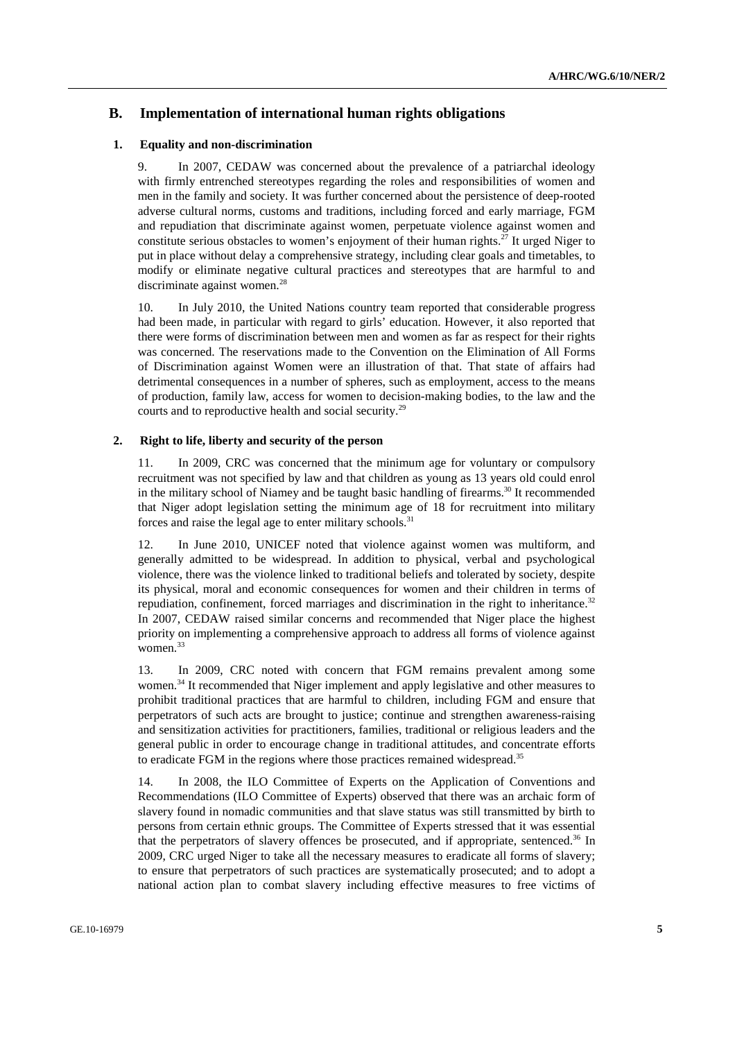## B. Implementation of international human rights obligations

### 1. Equality and non-discrimination

9. In 2007, CEDAW was concerned about the prevalence of a patriarchal ideology with firmly entrenched stereotypes regarding the roles and responsibilities of women and men in the family and society. It was further concerned about the persistence of deep-rooted adverse cultural norms, customs and traditions, including forced and early marriage, FGM and repudiation that discriminate against women, perpetuate violence against women and constitute serious obstacles to women's enjoyment of their human rights.[27] It urged Niger to put in place without delay a comprehensive strategy, including clear goals and timetables, to modify or eliminate negative cultural practices and stereotypes that are harmful to and discriminate against women.[28]

10. In July 2010, the United Nations country team reported that considerable progress had been made, in particular with regard to girls' education. However, it also reported that there were forms of discrimination between men and women as far as respect for their rights was concerned. The reservations made to the Convention on the Elimination of All Forms of Discrimination against Women were an illustration of that. That state of affairs had detrimental consequences in a number of spheres, such as employment, access to the means of production, family law, access for women to decision-making bodies, to the law and the courts and to reproductive health and social security.[29]

### 2. Right to life, liberty and security of the person

11. In 2009, CRC was concerned that the minimum age for voluntary or compulsory recruitment was not specified by law and that children as young as 13 years old could enrol in the military school of Niamey and be taught basic handling of firearms.[30] It recommended that Niger adopt legislation setting the minimum age of 18 for recruitment into military forces and raise the legal age to enter military schools.[31]

12. In June 2010, UNICEF noted that violence against women was multiform, and generally admitted to be widespread. In addition to physical, verbal and psychological violence, there was the violence linked to traditional beliefs and tolerated by society, despite its physical, moral and economic consequences for women and their children in terms of repudiation, confinement, forced marriages and discrimination in the right to inheritance.[32] In 2007, CEDAW raised similar concerns and recommended that Niger place the highest priority on implementing a comprehensive approach to address all forms of violence against women.[33]

13. In 2009, CRC noted with concern that FGM remains prevalent among some women.[34] It recommended that Niger implement and apply legislative and other measures to prohibit traditional practices that are harmful to children, including FGM and ensure that perpetrators of such acts are brought to justice; continue and strengthen awareness-raising and sensitization activities for practitioners, families, traditional or religious leaders and the general public in order to encourage change in traditional attitudes, and concentrate efforts to eradicate FGM in the regions where those practices remained widespread.[35]

14. In 2008, the ILO Committee of Experts on the Application of Conventions and Recommendations (ILO Committee of Experts) observed that there was an archaic form of slavery found in nomadic communities and that slave status was still transmitted by birth to persons from certain ethnic groups. The Committee of Experts stressed that it was essential that the perpetrators of slavery offences be prosecuted, and if appropriate, sentenced.[36] In 2009, CRC urged Niger to take all the necessary measures to eradicate all forms of slavery; to ensure that perpetrators of such practices are systematically prosecuted; and to adopt a national action plan to combat slavery including effective measures to free victims of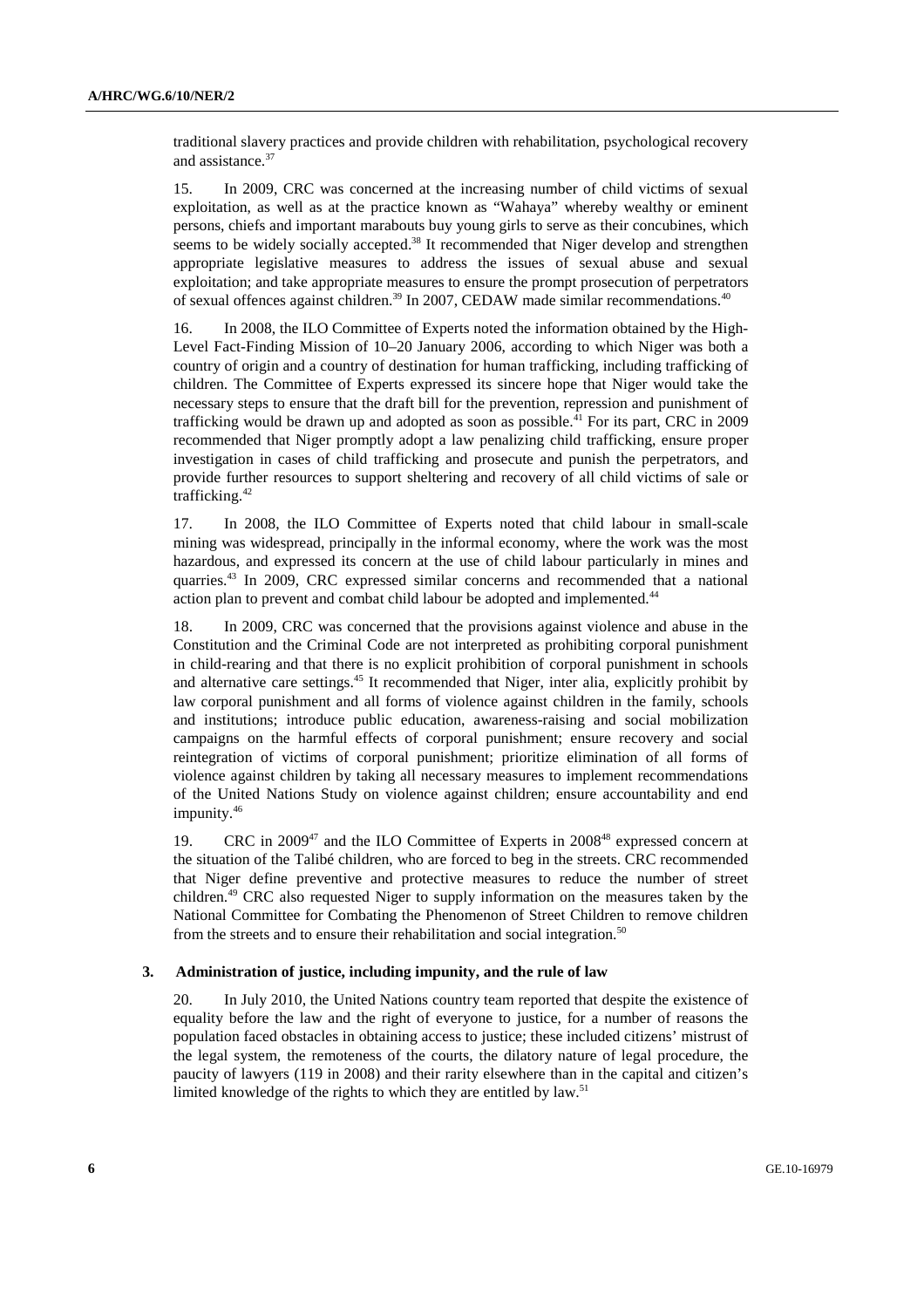traditional slavery practices and provide children with rehabilitation, psychological recovery and assistance.[37]

15. In 2009, CRC was concerned at the increasing number of child victims of sexual exploitation, as well as at the practice known as "Wahaya" whereby wealthy or eminent persons, chiefs and important marabouts buy young girls to serve as their concubines, which seems to be widely socially accepted.[38] It recommended that Niger develop and strengthen appropriate legislative measures to address the issues of sexual abuse and sexual exploitation; and take appropriate measures to ensure the prompt prosecution of perpetrators of sexual offences against children.[39] In 2007, CEDAW made similar recommendations.[40]

16. In 2008, the ILO Committee of Experts noted the information obtained by the High-Level Fact-Finding Mission of 10–20 January 2006, according to which Niger was both a country of origin and a country of destination for human trafficking, including trafficking of children. The Committee of Experts expressed its sincere hope that Niger would take the necessary steps to ensure that the draft bill for the prevention, repression and punishment of trafficking would be drawn up and adopted as soon as possible.[41] For its part, CRC in 2009 recommended that Niger promptly adopt a law penalizing child trafficking, ensure proper investigation in cases of child trafficking and prosecute and punish the perpetrators, and provide further resources to support sheltering and recovery of all child victims of sale or trafficking.[42]

17. In 2008, the ILO Committee of Experts noted that child labour in small-scale mining was widespread, principally in the informal economy, where the work was the most hazardous, and expressed its concern at the use of child labour particularly in mines and quarries.[43] In 2009, CRC expressed similar concerns and recommended that a national action plan to prevent and combat child labour be adopted and implemented.[44]

18. In 2009, CRC was concerned that the provisions against violence and abuse in the Constitution and the Criminal Code are not interpreted as prohibiting corporal punishment in child-rearing and that there is no explicit prohibition of corporal punishment in schools and alternative care settings.[45] It recommended that Niger, inter alia, explicitly prohibit by law corporal punishment and all forms of violence against children in the family, schools and institutions; introduce public education, awareness-raising and social mobilization campaigns on the harmful effects of corporal punishment; ensure recovery and social reintegration of victims of corporal punishment; prioritize elimination of all forms of violence against children by taking all necessary measures to implement recommendations of the United Nations Study on violence against children; ensure accountability and end impunity.[46]

19. CRC in 2009[47] and the ILO Committee of Experts in 2008[48] expressed concern at the situation of the Talibé children, who are forced to beg in the streets. CRC recommended that Niger define preventive and protective measures to reduce the number of street children.[49] CRC also requested Niger to supply information on the measures taken by the National Committee for Combating the Phenomenon of Street Children to remove children from the streets and to ensure their rehabilitation and social integration.[50]

### 3. Administration of justice, including impunity, and the rule of law

20. In July 2010, the United Nations country team reported that despite the existence of equality before the law and the right of everyone to justice, for a number of reasons the population faced obstacles in obtaining access to justice; these included citizens' mistrust of the legal system, the remoteness of the courts, the dilatory nature of legal procedure, the paucity of lawyers (119 in 2008) and their rarity elsewhere than in the capital and citizen's limited knowledge of the rights to which they are entitled by law.[51]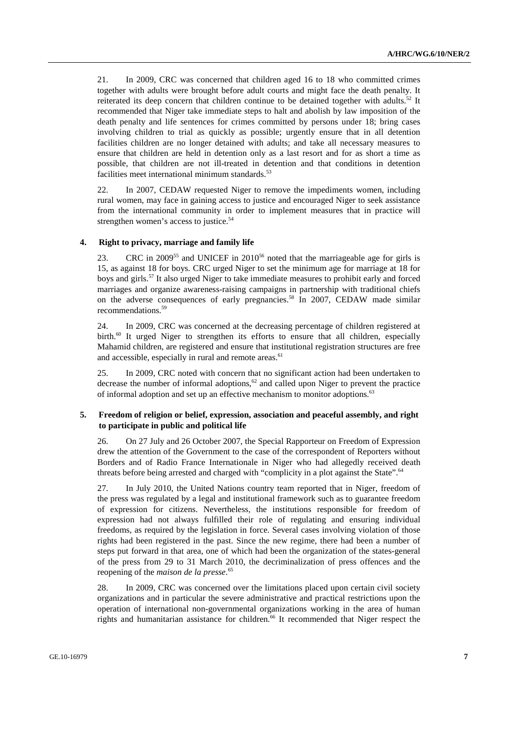21. In 2009, CRC was concerned that children aged 16 to 18 who committed crimes together with adults were brought before adult courts and might face the death penalty. It reiterated its deep concern that children continue to be detained together with adults.[52] It recommended that Niger take immediate steps to halt and abolish by law imposition of the death penalty and life sentences for crimes committed by persons under 18; bring cases involving children to trial as quickly as possible; urgently ensure that in all detention facilities children are no longer detained with adults; and take all necessary measures to ensure that children are held in detention only as a last resort and for as short a time as possible, that children are not ill-treated in detention and that conditions in detention facilities meet international minimum standards.[53]

22. In 2007, CEDAW requested Niger to remove the impediments women, including rural women, may face in gaining access to justice and encouraged Niger to seek assistance from the international community in order to implement measures that in practice will strengthen women's access to justice.[54]

### 4. Right to privacy, marriage and family life

23. CRC in 2009[55] and UNICEF in 2010[56] noted that the marriageable age for girls is 15, as against 18 for boys. CRC urged Niger to set the minimum age for marriage at 18 for boys and girls.[57] It also urged Niger to take immediate measures to prohibit early and forced marriages and organize awareness-raising campaigns in partnership with traditional chiefs on the adverse consequences of early pregnancies.[58] In 2007, CEDAW made similar recommendations.[59]

24. In 2009, CRC was concerned at the decreasing percentage of children registered at birth.[60] It urged Niger to strengthen its efforts to ensure that all children, especially Mahamid children, are registered and ensure that institutional registration structures are free and accessible, especially in rural and remote areas.[61]

25. In 2009, CRC noted with concern that no significant action had been undertaken to decrease the number of informal adoptions,[62] and called upon Niger to prevent the practice of informal adoption and set up an effective mechanism to monitor adoptions.[63]

### 5. Freedom of religion or belief, expression, association and peaceful assembly, and right to participate in public and political life

26. On 27 July and 26 October 2007, the Special Rapporteur on Freedom of Expression drew the attention of the Government to the case of the correspondent of Reporters without Borders and of Radio France Internationale in Niger who had allegedly received death threats before being arrested and charged with "complicity in a plot against the State".[64]

27. In July 2010, the United Nations country team reported that in Niger, freedom of the press was regulated by a legal and institutional framework such as to guarantee freedom of expression for citizens. Nevertheless, the institutions responsible for freedom of expression had not always fulfilled their role of regulating and ensuring individual freedoms, as required by the legislation in force. Several cases involving violation of those rights had been registered in the past. Since the new regime, there had been a number of steps put forward in that area, one of which had been the organization of the states-general of the press from 29 to 31 March 2010, the decriminalization of press offences and the reopening of the *maison de la presse*.[65]

28. In 2009, CRC was concerned over the limitations placed upon certain civil society organizations and in particular the severe administrative and practical restrictions upon the operation of international non-governmental organizations working in the area of human rights and humanitarian assistance for children.[66] It recommended that Niger respect the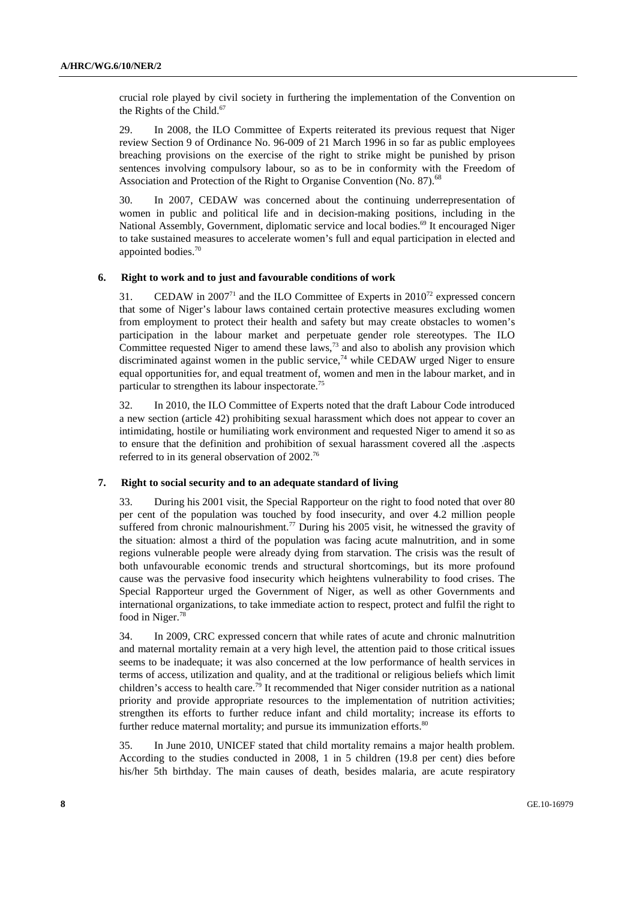crucial role played by civil society in furthering the implementation of the Convention on the Rights of the Child.[67]

29. In 2008, the ILO Committee of Experts reiterated its previous request that Niger review Section 9 of Ordinance No. 96-009 of 21 March 1996 in so far as public employees breaching provisions on the exercise of the right to strike might be punished by prison sentences involving compulsory labour, so as to be in conformity with the Freedom of Association and Protection of the Right to Organise Convention (No. 87).[68]

30. In 2007, CEDAW was concerned about the continuing underrepresentation of women in public and political life and in decision-making positions, including in the National Assembly, Government, diplomatic service and local bodies.[69] It encouraged Niger to take sustained measures to accelerate women's full and equal participation in elected and appointed bodies.[70]

### 6. Right to work and to just and favourable conditions of work

31. CEDAW in 2007[71] and the ILO Committee of Experts in 2010[72] expressed concern that some of Niger's labour laws contained certain protective measures excluding women from employment to protect their health and safety but may create obstacles to women's participation in the labour market and perpetuate gender role stereotypes. The ILO Committee requested Niger to amend these laws,[73] and also to abolish any provision which discriminated against women in the public service,[74] while CEDAW urged Niger to ensure equal opportunities for, and equal treatment of, women and men in the labour market, and in particular to strengthen its labour inspectorate.[75]

32. In 2010, the ILO Committee of Experts noted that the draft Labour Code introduced a new section (article 42) prohibiting sexual harassment which does not appear to cover an intimidating, hostile or humiliating work environment and requested Niger to amend it so as to ensure that the definition and prohibition of sexual harassment covered all the .aspects referred to in its general observation of 2002.[76]

### 7. Right to social security and to an adequate standard of living

33. During his 2001 visit, the Special Rapporteur on the right to food noted that over 80 per cent of the population was touched by food insecurity, and over 4.2 million people suffered from chronic malnourishment.[77] During his 2005 visit, he witnessed the gravity of the situation: almost a third of the population was facing acute malnutrition, and in some regions vulnerable people were already dying from starvation. The crisis was the result of both unfavourable economic trends and structural shortcomings, but its more profound cause was the pervasive food insecurity which heightens vulnerability to food crises. The Special Rapporteur urged the Government of Niger, as well as other Governments and international organizations, to take immediate action to respect, protect and fulfil the right to food in Niger.[78]

34. In 2009, CRC expressed concern that while rates of acute and chronic malnutrition and maternal mortality remain at a very high level, the attention paid to those critical issues seems to be inadequate; it was also concerned at the low performance of health services in terms of access, utilization and quality, and at the traditional or religious beliefs which limit children's access to health care.[79] It recommended that Niger consider nutrition as a national priority and provide appropriate resources to the implementation of nutrition activities; strengthen its efforts to further reduce infant and child mortality; increase its efforts to further reduce maternal mortality; and pursue its immunization efforts.[80]

35. In June 2010, UNICEF stated that child mortality remains a major health problem. According to the studies conducted in 2008, 1 in 5 children (19.8 per cent) dies before his/her 5th birthday. The main causes of death, besides malaria, are acute respiratory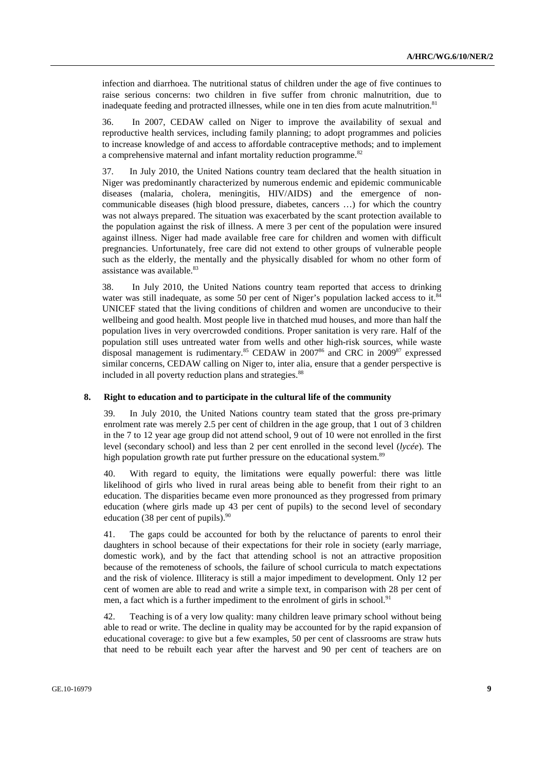infection and diarrhoea. The nutritional status of children under the age of five continues to raise serious concerns: two children in five suffer from chronic malnutrition, due to inadequate feeding and protracted illnesses, while one in ten dies from acute malnutrition.[81]

36. In 2007, CEDAW called on Niger to improve the availability of sexual and reproductive health services, including family planning; to adopt programmes and policies to increase knowledge of and access to affordable contraceptive methods; and to implement a comprehensive maternal and infant mortality reduction programme.[82]

37. In July 2010, the United Nations country team declared that the health situation in Niger was predominantly characterized by numerous endemic and epidemic communicable diseases (malaria, cholera, meningitis, HIV/AIDS) and the emergence of non-communicable diseases (high blood pressure, diabetes, cancers …) for which the country was not always prepared. The situation was exacerbated by the scant protection available to the population against the risk of illness. A mere 3 per cent of the population were insured against illness. Niger had made available free care for children and women with difficult pregnancies. Unfortunately, free care did not extend to other groups of vulnerable people such as the elderly, the mentally and the physically disabled for whom no other form of assistance was available.[83]

38. In July 2010, the United Nations country team reported that access to drinking water was still inadequate, as some 50 per cent of Niger's population lacked access to it.[84] UNICEF stated that the living conditions of children and women are unconducive to their wellbeing and good health. Most people live in thatched mud houses, and more than half the population lives in very overcrowded conditions. Proper sanitation is very rare. Half of the population still uses untreated water from wells and other high-risk sources, while waste disposal management is rudimentary.[85] CEDAW in 2007[86] and CRC in 2009[87] expressed similar concerns, CEDAW calling on Niger to, inter alia, ensure that a gender perspective is included in all poverty reduction plans and strategies.[88]

### 8. Right to education and to participate in the cultural life of the community

39. In July 2010, the United Nations country team stated that the gross pre-primary enrolment rate was merely 2.5 per cent of children in the age group, that 1 out of 3 children in the 7 to 12 year age group did not attend school, 9 out of 10 were not enrolled in the first level (secondary school) and less than 2 per cent enrolled in the second level (*lycée*). The high population growth rate put further pressure on the educational system.[89]

40. With regard to equity, the limitations were equally powerful: there was little likelihood of girls who lived in rural areas being able to benefit from their right to an education. The disparities became even more pronounced as they progressed from primary education (where girls made up 43 per cent of pupils) to the second level of secondary education (38 per cent of pupils).[90]

41. The gaps could be accounted for both by the reluctance of parents to enrol their daughters in school because of their expectations for their role in society (early marriage, domestic work), and by the fact that attending school is not an attractive proposition because of the remoteness of schools, the failure of school curricula to match expectations and the risk of violence. Illiteracy is still a major impediment to development. Only 12 per cent of women are able to read and write a simple text, in comparison with 28 per cent of men, a fact which is a further impediment to the enrolment of girls in school.[91]

42. Teaching is of a very low quality: many children leave primary school without being able to read or write. The decline in quality may be accounted for by the rapid expansion of educational coverage: to give but a few examples, 50 per cent of classrooms are straw huts that need to be rebuilt each year after the harvest and 90 per cent of teachers are on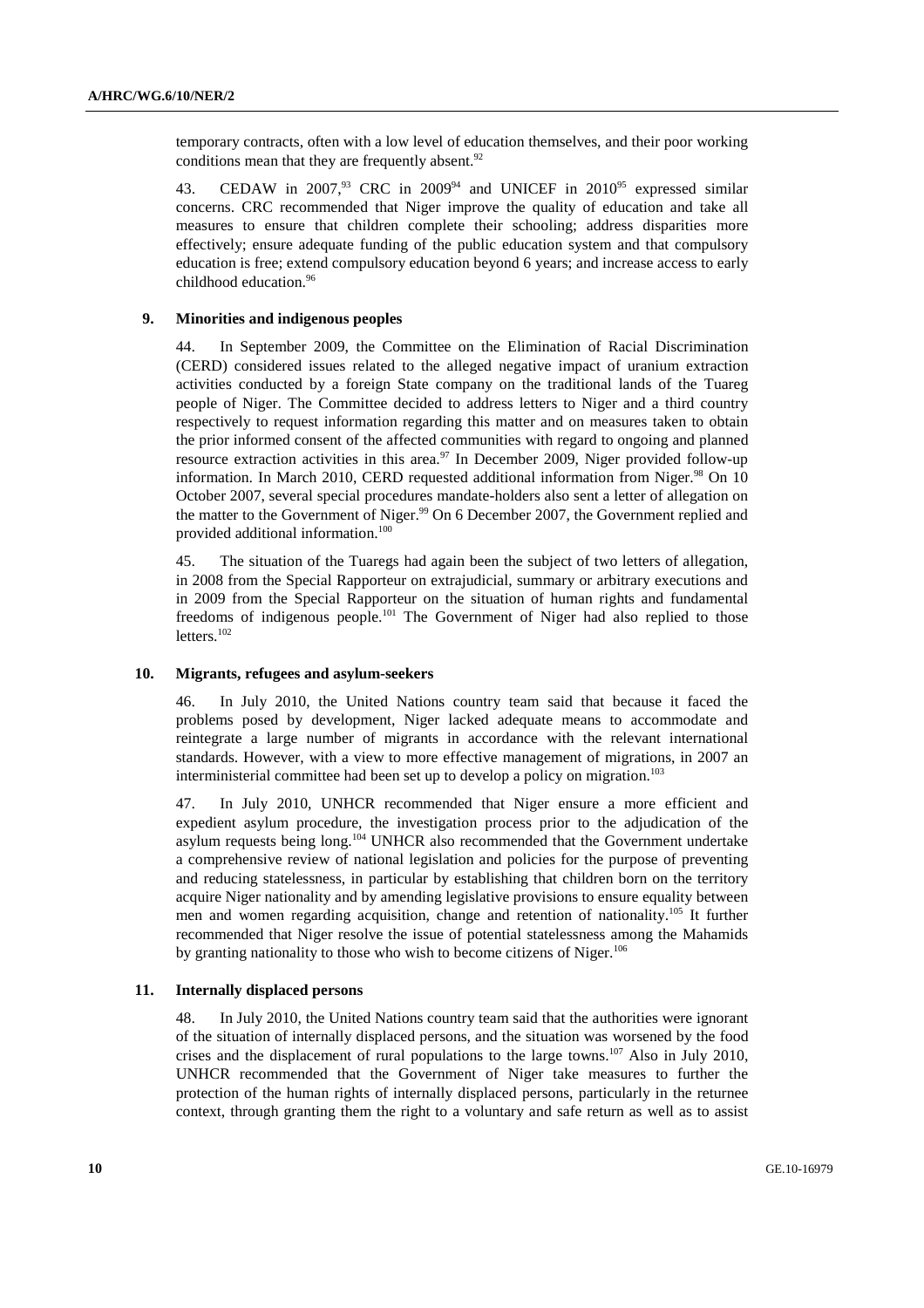temporary contracts, often with a low level of education themselves, and their poor working conditions mean that they are frequently absent.[92]

43. CEDAW in 2007,[93] CRC in 2009[94] and UNICEF in 2010[95] expressed similar concerns. CRC recommended that Niger improve the quality of education and take all measures to ensure that children complete their schooling; address disparities more effectively; ensure adequate funding of the public education system and that compulsory education is free; extend compulsory education beyond 6 years; and increase access to early childhood education.[96]

### 9. Minorities and indigenous peoples

44. In September 2009, the Committee on the Elimination of Racial Discrimination (CERD) considered issues related to the alleged negative impact of uranium extraction activities conducted by a foreign State company on the traditional lands of the Tuareg people of Niger. The Committee decided to address letters to Niger and a third country respectively to request information regarding this matter and on measures taken to obtain the prior informed consent of the affected communities with regard to ongoing and planned resource extraction activities in this area.[97] In December 2009, Niger provided follow-up information. In March 2010, CERD requested additional information from Niger.[98] On 10 October 2007, several special procedures mandate-holders also sent a letter of allegation on the matter to the Government of Niger.[99] On 6 December 2007, the Government replied and provided additional information.[100]

45. The situation of the Tuaregs had again been the subject of two letters of allegation, in 2008 from the Special Rapporteur on extrajudicial, summary or arbitrary executions and in 2009 from the Special Rapporteur on the situation of human rights and fundamental freedoms of indigenous people.[101] The Government of Niger had also replied to those letters.[102]

### 10. Migrants, refugees and asylum-seekers

46. In July 2010, the United Nations country team said that because it faced the problems posed by development, Niger lacked adequate means to accommodate and reintegrate a large number of migrants in accordance with the relevant international standards. However, with a view to more effective management of migrations, in 2007 an interministerial committee had been set up to develop a policy on migration.[103]

47. In July 2010, UNHCR recommended that Niger ensure a more efficient and expedient asylum procedure, the investigation process prior to the adjudication of the asylum requests being long.[104] UNHCR also recommended that the Government undertake a comprehensive review of national legislation and policies for the purpose of preventing and reducing statelessness, in particular by establishing that children born on the territory acquire Niger nationality and by amending legislative provisions to ensure equality between men and women regarding acquisition, change and retention of nationality.[105] It further recommended that Niger resolve the issue of potential statelessness among the Mahamids by granting nationality to those who wish to become citizens of Niger.[106]

### 11. Internally displaced persons

48. In July 2010, the United Nations country team said that the authorities were ignorant of the situation of internally displaced persons, and the situation was worsened by the food crises and the displacement of rural populations to the large towns.[107] Also in July 2010, UNHCR recommended that the Government of Niger take measures to further the protection of the human rights of internally displaced persons, particularly in the returnee context, through granting them the right to a voluntary and safe return as well as to assist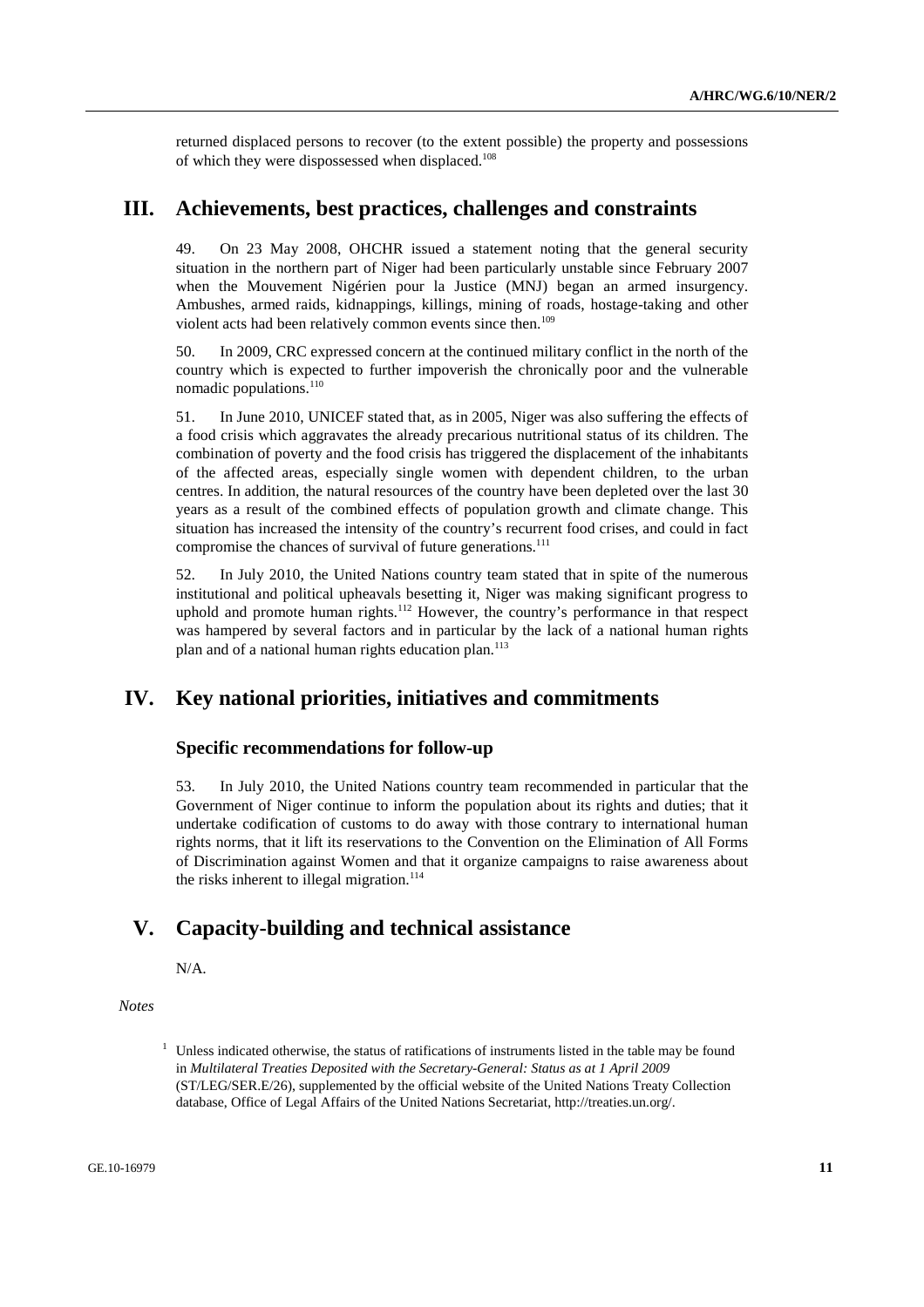returned displaced persons to recover (to the extent possible) the property and possessions of which they were dispossessed when displaced.[108]

# III. Achievements, best practices, challenges and constraints

49. On 23 May 2008, OHCHR issued a statement noting that the general security situation in the northern part of Niger had been particularly unstable since February 2007 when the Mouvement Nigérien pour la Justice (MNJ) began an armed insurgency. Ambushes, armed raids, kidnappings, killings, mining of roads, hostage-taking and other violent acts had been relatively common events since then.[109]

50. In 2009, CRC expressed concern at the continued military conflict in the north of the country which is expected to further impoverish the chronically poor and the vulnerable nomadic populations.[110]

51. In June 2010, UNICEF stated that, as in 2005, Niger was also suffering the effects of a food crisis which aggravates the already precarious nutritional status of its children. The combination of poverty and the food crisis has triggered the displacement of the inhabitants of the affected areas, especially single women with dependent children, to the urban centres. In addition, the natural resources of the country have been depleted over the last 30 years as a result of the combined effects of population growth and climate change. This situation has increased the intensity of the country's recurrent food crises, and could in fact compromise the chances of survival of future generations.[111]

52. In July 2010, the United Nations country team stated that in spite of the numerous institutional and political upheavals besetting it, Niger was making significant progress to uphold and promote human rights.[112] However, the country's performance in that respect was hampered by several factors and in particular by the lack of a national human rights plan and of a national human rights education plan.[113]

# IV. Key national priorities, initiatives and commitments

## Specific recommendations for follow-up

53. In July 2010, the United Nations country team recommended in particular that the Government of Niger continue to inform the population about its rights and duties; that it undertake codification of customs to do away with those contrary to international human rights norms, that it lift its reservations to the Convention on the Elimination of All Forms of Discrimination against Women and that it organize campaigns to raise awareness about the risks inherent to illegal migration.[114]

# V. Capacity-building and technical assistance

N/A.

*Notes*

[1] Unless indicated otherwise, the status of ratifications of instruments listed in the table may be found in *Multilateral Treaties Deposited with the Secretary-General: Status as at 1 April 2009* (ST/LEG/SER.E/26), supplemented by the official website of the United Nations Treaty Collection database, Office of Legal Affairs of the United Nations Secretariat, http://treaties.un.org/.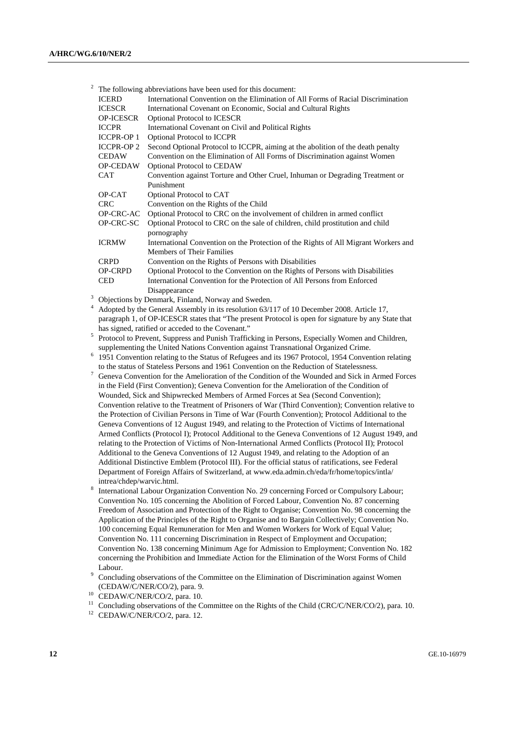[2] The following abbreviations have been used for this document:

| | |
|---|---|
| ICERD | International Convention on the Elimination of All Forms of Racial Discrimination |
| ICESCR | International Covenant on Economic, Social and Cultural Rights |
| OP-ICESCR | Optional Protocol to ICESCR |
| ICCPR | International Covenant on Civil and Political Rights |
| ICCPR-OP 1 | Optional Protocol to ICCPR |
| ICCPR-OP 2 | Second Optional Protocol to ICCPR, aiming at the abolition of the death penalty |
| CEDAW | Convention on the Elimination of All Forms of Discrimination against Women |
| OP-CEDAW | Optional Protocol to CEDAW |
| CAT | Convention against Torture and Other Cruel, Inhuman or Degrading Treatment or Punishment |
| OP-CAT | Optional Protocol to CAT |
| CRC | Convention on the Rights of the Child |
| OP-CRC-AC | Optional Protocol to CRC on the involvement of children in armed conflict |
| OP-CRC-SC | Optional Protocol to CRC on the sale of children, child prostitution and child pornography |
| ICRMW | International Convention on the Protection of the Rights of All Migrant Workers and Members of Their Families |
| CRPD | Convention on the Rights of Persons with Disabilities |
| OP-CRPD | Optional Protocol to the Convention on the Rights of Persons with Disabilities |
| CED | International Convention for the Protection of All Persons from Enforced Disappearance |

[3] Objections by Denmark, Finland, Norway and Sweden.

[4] Adopted by the General Assembly in its resolution 63/117 of 10 December 2008. Article 17, paragraph 1, of OP-ICESCR states that "The present Protocol is open for signature by any State that has signed, ratified or acceded to the Covenant."

[5] Protocol to Prevent, Suppress and Punish Trafficking in Persons, Especially Women and Children, supplementing the United Nations Convention against Transnational Organized Crime.

[6] 1951 Convention relating to the Status of Refugees and its 1967 Protocol, 1954 Convention relating to the status of Stateless Persons and 1961 Convention on the Reduction of Statelessness.

[7] Geneva Convention for the Amelioration of the Condition of the Wounded and Sick in Armed Forces in the Field (First Convention); Geneva Convention for the Amelioration of the Condition of Wounded, Sick and Shipwrecked Members of Armed Forces at Sea (Second Convention); Convention relative to the Treatment of Prisoners of War (Third Convention); Convention relative to the Protection of Civilian Persons in Time of War (Fourth Convention); Protocol Additional to the Geneva Conventions of 12 August 1949, and relating to the Protection of Victims of International Armed Conflicts (Protocol I); Protocol Additional to the Geneva Conventions of 12 August 1949, and relating to the Protection of Victims of Non-International Armed Conflicts (Protocol II); Protocol Additional to the Geneva Conventions of 12 August 1949, and relating to the Adoption of an Additional Distinctive Emblem (Protocol III). For the official status of ratifications, see Federal Department of Foreign Affairs of Switzerland, at www.eda.admin.ch/eda/fr/home/topics/intla/intrea/chdep/warvic.html.

[8] International Labour Organization Convention No. 29 concerning Forced or Compulsory Labour; Convention No. 105 concerning the Abolition of Forced Labour, Convention No. 87 concerning Freedom of Association and Protection of the Right to Organise; Convention No. 98 concerning the Application of the Principles of the Right to Organise and to Bargain Collectively; Convention No. 100 concerning Equal Remuneration for Men and Women Workers for Work of Equal Value; Convention No. 111 concerning Discrimination in Respect of Employment and Occupation; Convention No. 138 concerning Minimum Age for Admission to Employment; Convention No. 182 concerning the Prohibition and Immediate Action for the Elimination of the Worst Forms of Child Labour.

[9] Concluding observations of the Committee on the Elimination of Discrimination against Women (CEDAW/C/NER/CO/2), para. 9.

[10] CEDAW/C/NER/CO/2, para. 10.

[11] Concluding observations of the Committee on the Rights of the Child (CRC/C/NER/CO/2), para. 10.

[12] CEDAW/C/NER/CO/2, para. 12.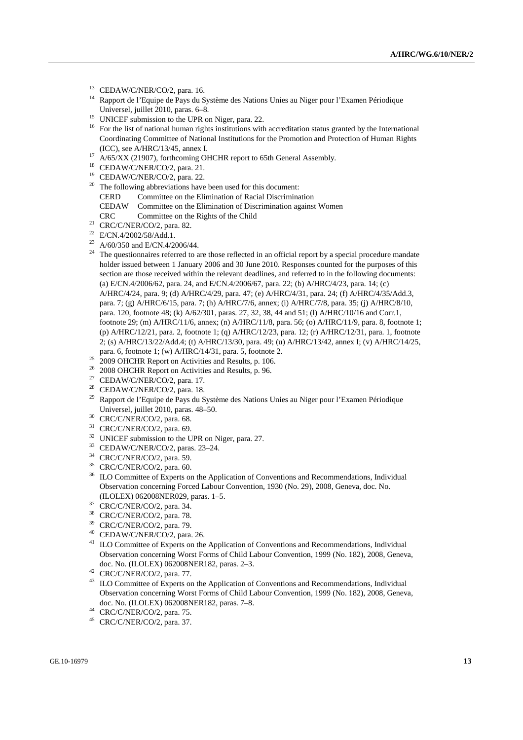[13] CEDAW/C/NER/CO/2, para. 16.

[14] Rapport de l'Equipe de Pays du Système des Nations Unies au Niger pour l'Examen Périodique Universel, juillet 2010, paras. 6–8.

[15] UNICEF submission to the UPR on Niger, para. 22.

[16] For the list of national human rights institutions with accreditation status granted by the International Coordinating Committee of National Institutions for the Promotion and Protection of Human Rights (ICC), see A/HRC/13/45, annex I.

[17] A/65/XX (21907), forthcoming OHCHR report to 65th General Assembly.

[18] CEDAW/C/NER/CO/2, para. 21.

[19] CEDAW/C/NER/CO/2, para. 22.

[20] The following abbreviations have been used for this document:

| | |
|---|---|
| CERD | Committee on the Elimination of Racial Discrimination |
| CEDAW | Committee on the Elimination of Discrimination against Women |
| CRC | Committee on the Rights of the Child |

[21] CRC/C/NER/CO/2, para. 82.

[22] E/CN.4/2002/58/Add.1.

[23] A/60/350 and E/CN.4/2006/44.

[24] The questionnaires referred to are those reflected in an official report by a special procedure mandate holder issued between 1 January 2006 and 30 June 2010. Responses counted for the purposes of this section are those received within the relevant deadlines, and referred to in the following documents: (a) E/CN.4/2006/62, para. 24, and E/CN.4/2006/67, para. 22; (b) A/HRC/4/23, para. 14; (c) A/HRC/4/24, para. 9; (d) A/HRC/4/29, para. 47; (e) A/HRC/4/31, para. 24; (f) A/HRC/4/35/Add.3, para. 7; (g) A/HRC/6/15, para. 7; (h) A/HRC/7/6, annex; (i) A/HRC/7/8, para. 35; (j) A/HRC/8/10, para. 120, footnote 48; (k) A/62/301, paras. 27, 32, 38, 44 and 51; (l) A/HRC/10/16 and Corr.1, footnote 29; (m) A/HRC/11/6, annex; (n) A/HRC/11/8, para. 56; (o) A/HRC/11/9, para. 8, footnote 1; (p) A/HRC/12/21, para. 2, footnote 1; (q) A/HRC/12/23, para. 12; (r) A/HRC/12/31, para. 1, footnote 2; (s) A/HRC/13/22/Add.4; (t) A/HRC/13/30, para. 49; (u) A/HRC/13/42, annex I; (v) A/HRC/14/25, para. 6, footnote 1; (w) A/HRC/14/31, para. 5, footnote 2.

[25] 2009 OHCHR Report on Activities and Results, p. 106.

[26] 2008 OHCHR Report on Activities and Results, p. 96.

[27] CEDAW/C/NER/CO/2, para. 17.

[28] CEDAW/C/NER/CO/2, para. 18.

[29] Rapport de l'Equipe de Pays du Système des Nations Unies au Niger pour l'Examen Périodique Universel, juillet 2010, paras. 48–50.

[30] CRC/C/NER/CO/2, para. 68.

[31] CRC/C/NER/CO/2, para. 69.

[32] UNICEF submission to the UPR on Niger, para. 27.

[33] CEDAW/C/NER/CO/2, paras. 23–24.

[34] CRC/C/NER/CO/2, para. 59.

[35] CRC/C/NER/CO/2, para. 60.

[36] ILO Committee of Experts on the Application of Conventions and Recommendations, Individual Observation concerning Forced Labour Convention, 1930 (No. 29), 2008, Geneva, doc. No. (ILOLEX) 062008NER029, paras. 1–5.

[37] CRC/C/NER/CO/2, para. 34.

[38] CRC/C/NER/CO/2, para. 78.

[39] CRC/C/NER/CO/2, para. 79.

[40] CEDAW/C/NER/CO/2, para. 26.

[41] ILO Committee of Experts on the Application of Conventions and Recommendations, Individual Observation concerning Worst Forms of Child Labour Convention, 1999 (No. 182), 2008, Geneva, doc. No. (ILOLEX) 062008NER182, paras. 2–3.

[42] CRC/C/NER/CO/2, para. 77.

[43] ILO Committee of Experts on the Application of Conventions and Recommendations, Individual Observation concerning Worst Forms of Child Labour Convention, 1999 (No. 182), 2008, Geneva, doc. No. (ILOLEX) 062008NER182, paras. 7–8.

[44] CRC/C/NER/CO/2, para. 75.

[45] CRC/C/NER/CO/2, para. 37.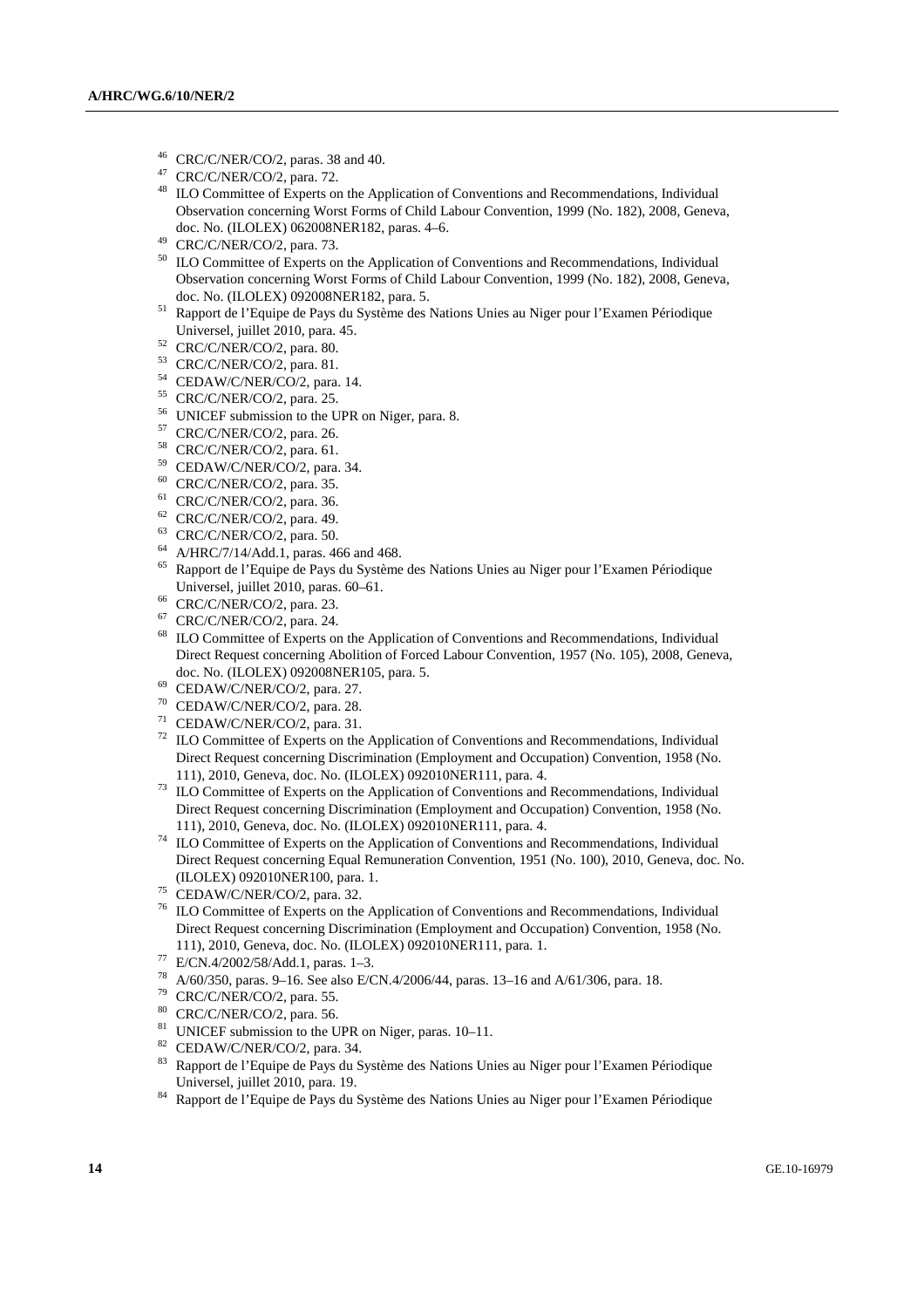[46] CRC/C/NER/CO/2, paras. 38 and 40.

[47] CRC/C/NER/CO/2, para. 72.

[48] ILO Committee of Experts on the Application of Conventions and Recommendations, Individual Observation concerning Worst Forms of Child Labour Convention, 1999 (No. 182), 2008, Geneva, doc. No. (ILOLEX) 062008NER182, paras. 4–6.

[49] CRC/C/NER/CO/2, para. 73.

[50] ILO Committee of Experts on the Application of Conventions and Recommendations, Individual Observation concerning Worst Forms of Child Labour Convention, 1999 (No. 182), 2008, Geneva, doc. No. (ILOLEX) 092008NER182, para. 5.

[51] Rapport de l'Equipe de Pays du Système des Nations Unies au Niger pour l'Examen Périodique Universel, juillet 2010, para. 45.

[52] CRC/C/NER/CO/2, para. 80.

[53] CRC/C/NER/CO/2, para. 81.

[54] CEDAW/C/NER/CO/2, para. 14.

[55] CRC/C/NER/CO/2, para. 25.

[56] UNICEF submission to the UPR on Niger, para. 8.

[57] CRC/C/NER/CO/2, para. 26.

[58] CRC/C/NER/CO/2, para. 61.

[59] CEDAW/C/NER/CO/2, para. 34.

[60] CRC/C/NER/CO/2, para. 35.

[61] CRC/C/NER/CO/2, para. 36.

[62] CRC/C/NER/CO/2, para. 49.

[63] CRC/C/NER/CO/2, para. 50.

[64] A/HRC/7/14/Add.1, paras. 466 and 468.

[65] Rapport de l'Equipe de Pays du Système des Nations Unies au Niger pour l'Examen Périodique Universel, juillet 2010, paras. 60–61.

[66] CRC/C/NER/CO/2, para. 23.

[67] CRC/C/NER/CO/2, para. 24.

[68] ILO Committee of Experts on the Application of Conventions and Recommendations, Individual Direct Request concerning Abolition of Forced Labour Convention, 1957 (No. 105), 2008, Geneva, doc. No. (ILOLEX) 092008NER105, para. 5.

[69] CEDAW/C/NER/CO/2, para. 27.

[70] CEDAW/C/NER/CO/2, para. 28.

[71] CEDAW/C/NER/CO/2, para. 31.

[72] ILO Committee of Experts on the Application of Conventions and Recommendations, Individual Direct Request concerning Discrimination (Employment and Occupation) Convention, 1958 (No. 111), 2010, Geneva, doc. No. (ILOLEX) 092010NER111, para. 4.

[73] ILO Committee of Experts on the Application of Conventions and Recommendations, Individual Direct Request concerning Discrimination (Employment and Occupation) Convention, 1958 (No. 111), 2010, Geneva, doc. No. (ILOLEX) 092010NER111, para. 4.

[74] ILO Committee of Experts on the Application of Conventions and Recommendations, Individual Direct Request concerning Equal Remuneration Convention, 1951 (No. 100), 2010, Geneva, doc. No. (ILOLEX) 092010NER100, para. 1.

[75] CEDAW/C/NER/CO/2, para. 32.

[76] ILO Committee of Experts on the Application of Conventions and Recommendations, Individual Direct Request concerning Discrimination (Employment and Occupation) Convention, 1958 (No. 111), 2010, Geneva, doc. No. (ILOLEX) 092010NER111, para. 1.

[77] E/CN.4/2002/58/Add.1, paras. 1–3.

[78] A/60/350, paras. 9–16. See also E/CN.4/2006/44, paras. 13–16 and A/61/306, para. 18.

[79] CRC/C/NER/CO/2, para. 55.

[80] CRC/C/NER/CO/2, para. 56.

[81] UNICEF submission to the UPR on Niger, paras. 10–11.

[82] CEDAW/C/NER/CO/2, para. 34.

[83] Rapport de l'Equipe de Pays du Système des Nations Unies au Niger pour l'Examen Périodique Universel, juillet 2010, para. 19.

[84] Rapport de l'Equipe de Pays du Système des Nations Unies au Niger pour l'Examen Périodique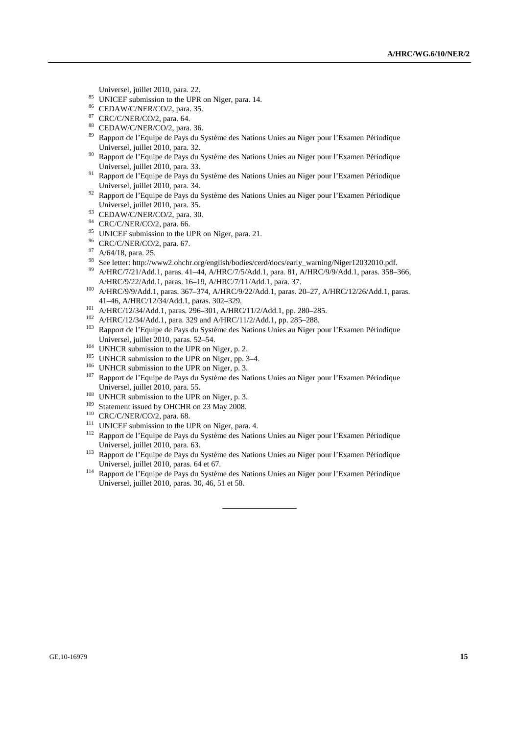Universel, juillet 2010, para. 22.

[85] UNICEF submission to the UPR on Niger, para. 14.
[86] CEDAW/C/NER/CO/2, para. 35.
[87] CRC/C/NER/CO/2, para. 64.
[88] CEDAW/C/NER/CO/2, para. 36.
[89] Rapport de l'Equipe de Pays du Système des Nations Unies au Niger pour l'Examen Périodique Universel, juillet 2010, para. 32.
[90] Rapport de l'Equipe de Pays du Système des Nations Unies au Niger pour l'Examen Périodique Universel, juillet 2010, para. 33.
[91] Rapport de l'Equipe de Pays du Système des Nations Unies au Niger pour l'Examen Périodique Universel, juillet 2010, para. 34.
[92] Rapport de l'Equipe de Pays du Système des Nations Unies au Niger pour l'Examen Périodique Universel, juillet 2010, para. 35.
[93] CEDAW/C/NER/CO/2, para. 30.
[94] CRC/C/NER/CO/2, para. 66.
[95] UNICEF submission to the UPR on Niger, para. 21.
[96] CRC/C/NER/CO/2, para. 67.
[97] A/64/18, para. 25.
[98] See letter: http://www2.ohchr.org/english/bodies/cerd/docs/early_warning/Niger12032010.pdf.
[99] A/HRC/7/21/Add.1, paras. 41–44, A/HRC/7/5/Add.1, para. 81, A/HRC/9/9/Add.1, paras. 358–366, A/HRC/9/22/Add.1, paras. 16–19, A/HRC/7/11/Add.1, para. 37.
[100] A/HRC/9/9/Add.1, paras. 367–374, A/HRC/9/22/Add.1, paras. 20–27, A/HRC/12/26/Add.1, paras. 41–46, A/HRC/12/34/Add.1, paras. 302–329.
[101] A/HRC/12/34/Add.1, paras. 296–301, A/HRC/11/2/Add.1, pp. 280–285.
[102] A/HRC/12/34/Add.1, para. 329 and A/HRC/11/2/Add.1, pp. 285–288.
[103] Rapport de l'Equipe de Pays du Système des Nations Unies au Niger pour l'Examen Périodique Universel, juillet 2010, paras. 52–54.
[104] UNHCR submission to the UPR on Niger, p. 2.
[105] UNHCR submission to the UPR on Niger, pp. 3–4.
[106] UNHCR submission to the UPR on Niger, p. 3.
[107] Rapport de l'Equipe de Pays du Système des Nations Unies au Niger pour l'Examen Périodique Universel, juillet 2010, para. 55.
[108] UNHCR submission to the UPR on Niger, p. 3.
[109] Statement issued by OHCHR on 23 May 2008.
[110] CRC/C/NER/CO/2, para. 68.
[111] UNICEF submission to the UPR on Niger, para. 4.
[112] Rapport de l'Equipe de Pays du Système des Nations Unies au Niger pour l'Examen Périodique Universel, juillet 2010, para. 63.
[113] Rapport de l'Equipe de Pays du Système des Nations Unies au Niger pour l'Examen Périodique Universel, juillet 2010, paras. 64 et 67.
[114] Rapport de l'Equipe de Pays du Système des Nations Unies au Niger pour l'Examen Périodique Universel, juillet 2010, paras. 30, 46, 51 et 58.